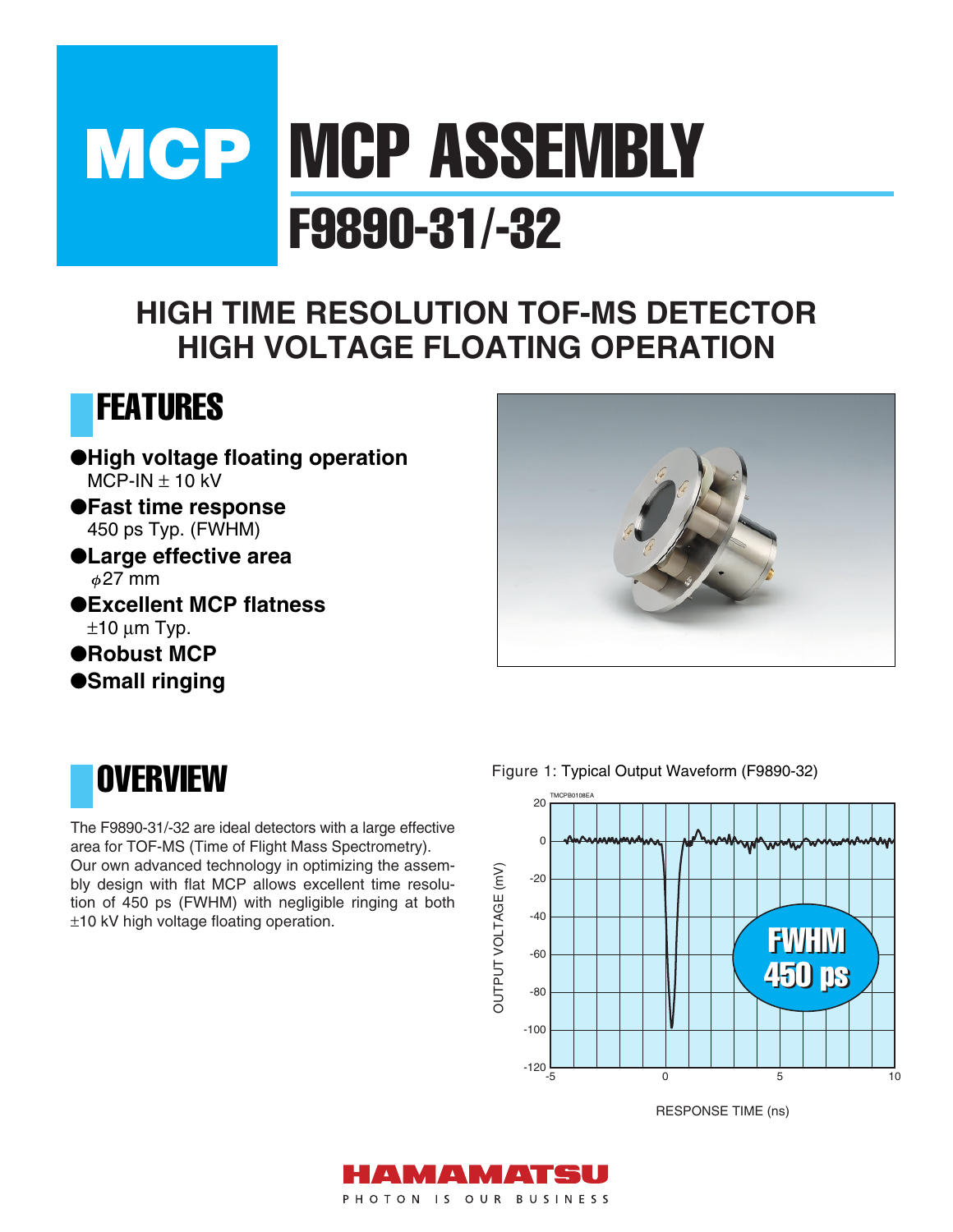# MCP ASSEMBLY

## F9890-31/-32

### HIGH TIME RESOLUTION TOF-MS DETECTOR
### HIGH VOLTAGE FLOATING OPERATION

## FEATURES

- **High voltage floating operation**
  MCP-IN ± 10 kV
- **Fast time response**
  450 ps Typ. (FWHM)
- **Large effective area**
  $\phi$27 mm
- **Excellent MCP flatness**
  ±10 μm Typ.
- **Robust MCP**
- **Small ringing**

## OVERVIEW

The F9890-31/-32 are ideal detectors with a large effective area for TOF-MS (Time of Flight Mass Spectrometry). Our own advanced technology in optimizing the assembly design with flat MCP allows excellent time resolution of 450 ps (FWHM) with negligible ringing at both ±10 kV high voltage floating operation.

Figure 1: Typical Output Waveform (F9890-32)

HAMAMATSU
PHOTON IS OUR BUSINESS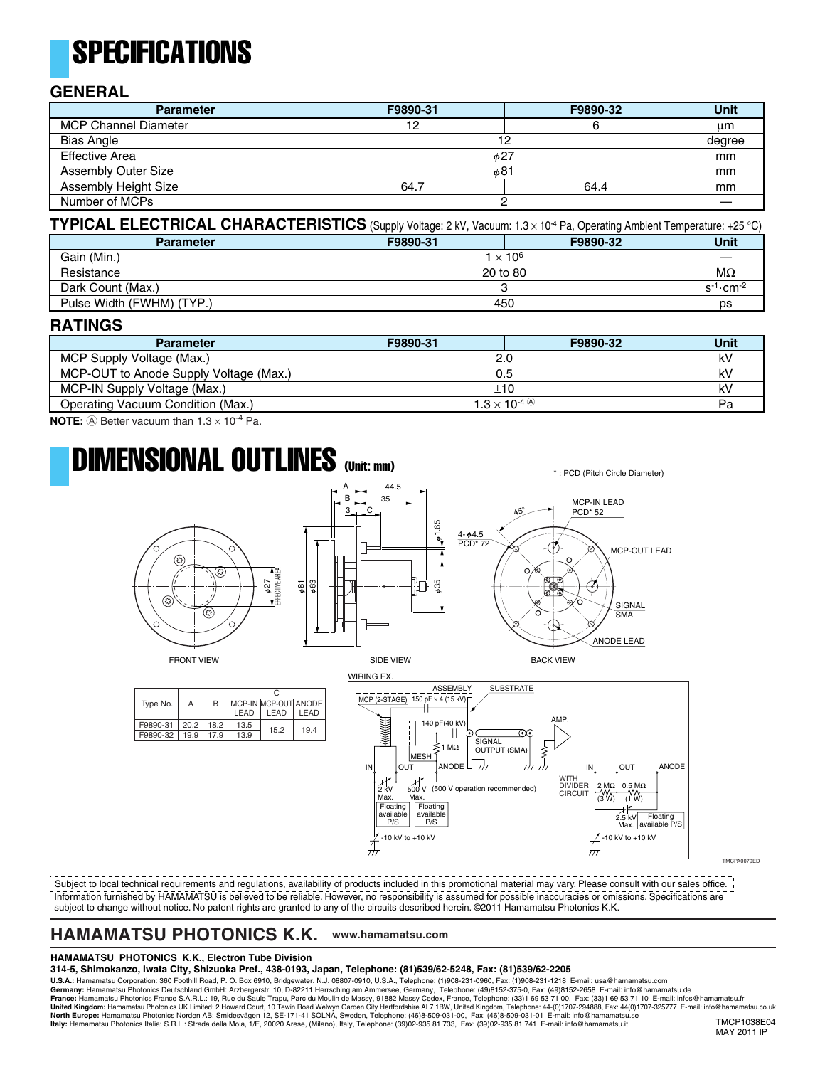# SPECIFICATIONS

## GENERAL

| Parameter | F9890-31 | F9890-32 | Unit |
|---|---|---|---|
| MCP Channel Diameter | 12 | 6 | μm |
| Bias Angle | 12 | | degree |
| Effective Area | $\phi$27 | | mm |
| Assembly Outer Size | $\phi$81 | | mm |
| Assembly Height Size | 64.7 | 64.4 | mm |
| Number of MCPs | 2 | | — |

## TYPICAL ELECTRICAL CHARACTERISTICS (Supply Voltage: 2 kV, Vacuum: $1.3 \times 10^{-4}$ Pa, Operating Ambient Temperature: +25 °C)

| Parameter | F9890-31 | F9890-32 | Unit |
|---|---|---|---|
| Gain (Min.) | $1 \times 10^6$ | | — |
| Resistance | 20 to 80 | | MΩ |
| Dark Count (Max.) | 3 | | $s^{-1} \cdot cm^{-2}$ |
| Pulse Width (FWHM) (TYP.) | 450 | | ps |

## RATINGS

| Parameter | F9890-31 | F9890-32 | Unit |
|---|---|---|---|
| MCP Supply Voltage (Max.) | 2.0 | | kV |
| MCP-OUT to Anode Supply Voltage (Max.) | 0.5 | | kV |
| MCP-IN Supply Voltage (Max.) | ±10 | | kV |
| Operating Vacuum Condition (Max.) | $1.3 \times 10^{-4}$ Ⓐ | | Pa |

**NOTE:** Ⓐ Better vacuum than $1.3 \times 10^{-4}$ Pa.

# DIMENSIONAL OUTLINES (Unit: mm)

\* : PCD (Pitch Circle Diameter)

A
B
3
C
44.5
35
$\phi$1.65
$\phi$27 EFFECTIVE AREA
$\phi$81
$\phi$63
$\phi$35
4- $\phi$4.5
PCD* 72
45°
MCP-IN LEAD
PCD* 52
MCP-OUT LEAD
SIGNAL
SMA
ANODE LEAD

FRONT VIEW
SIDE VIEW
BACK VIEW

| Type No. | A | B | C | | |
|---|---|---|---|---|---|
| | | | MCP-IN LEAD | MCP-OUT LEAD | ANODE LEAD |
| F9890-31 | 20.2 | 18.2 | 13.5 | 15.2 | 19.4 |
| F9890-32 | 19.9 | 17.9 | 13.9 | | |

WIRING EX.

ASSEMBLY
SUBSTRATE
MCP (2-STAGE)
150 pF × 4 (15 kV)
140 pF(40 kV)
1 MΩ
MESH
SIGNAL
OUTPUT (SMA)
AMP.
IN
OUT
ANODE
2 kV Max.
500 V Max.
(500 V operation recommended)
Floating available P/S
Floating available P/S
-10 kV to +10 kV
WITH DIVIDER CIRCUIT
IN
OUT
ANODE
2 MΩ (3 W)
0.5 MΩ (1 W)
2.5 kV Max.
Floating available P/S
-10 kV to +10 kV

TMCPA0079ED

Subject to local technical requirements and regulations, availability of products included in this promotional material may vary. Please consult with our sales office.
Information furnished by HAMAMATSU is believed to be reliable. However, no responsibility is assumed for possible inaccuracies or omissions. Specifications are subject to change without notice. No patent rights are granted to any of the circuits described herein. ©2011 Hamamatsu Photonics K.K.

## HAMAMATSU PHOTONICS K.K. www.hamamatsu.com

**HAMAMATSU PHOTONICS K.K., Electron Tube Division**

**314-5, Shimokanzo, Iwata City, Shizuoka Pref., 438-0193, Japan, Telephone: (81)539/62-5248, Fax: (81)539/62-2205**

**U.S.A.:** Hamamatsu Corporation: 360 Foothill Road, P. O. Box 6910, Bridgewater. N.J. 08807-0910, U.S.A., Telephone: (1)908-231-0960, Fax: (1)908-231-1218 E-mail: usa@hamamatsu.com
**Germany:** Hamamatsu Photonics Deutschland GmbH: Arzbergerstr. 10, D-82211 Herrsching am Ammersee, Germany, Telephone: (49)8152-375-0, Fax: (49)8152-2658 E-mail: info@hamamatsu.de
**France:** Hamamatsu Photonics France S.A.R.L.: 19, Rue du Saule Trapu, Parc du Moulin de Massy, 91882 Massy Cedex, France, Telephone: (33)1 69 53 71 00, Fax: (33)1 69 53 71 10 E-mail: infos@hamamatsu.fr
**United Kingdom:** Hamamatsu Photonics UK Limited: 2 Howard Court, 10 Tewin Road Welwyn Garden City Hertfordshire AL7 1BW, United Kingdom, Telephone: 44-(0)1707-294888, Fax: 44(0)1707-325777 E-mail: info@hamamatsu.co.uk
**North Europe:** Hamamatsu Photonics Norden AB: Smidesvägen 12, SE-171-41 SOLNA, Sweden, Telephone: (46)8-509-031-00, Fax: (46)8-509-031-01 E-mail: info@hamamatsu.se
**Italy:** Hamamatsu Photonics Italia: S.R.L.: Strada della Moia, 1/E, 20020 Arese, (Milano), Italy, Telephone: (39)02-935 81 733, Fax: (39)02-935 81 741 E-mail: info@hamamatsu.it

TMCP1038E04
MAY 2011 IP